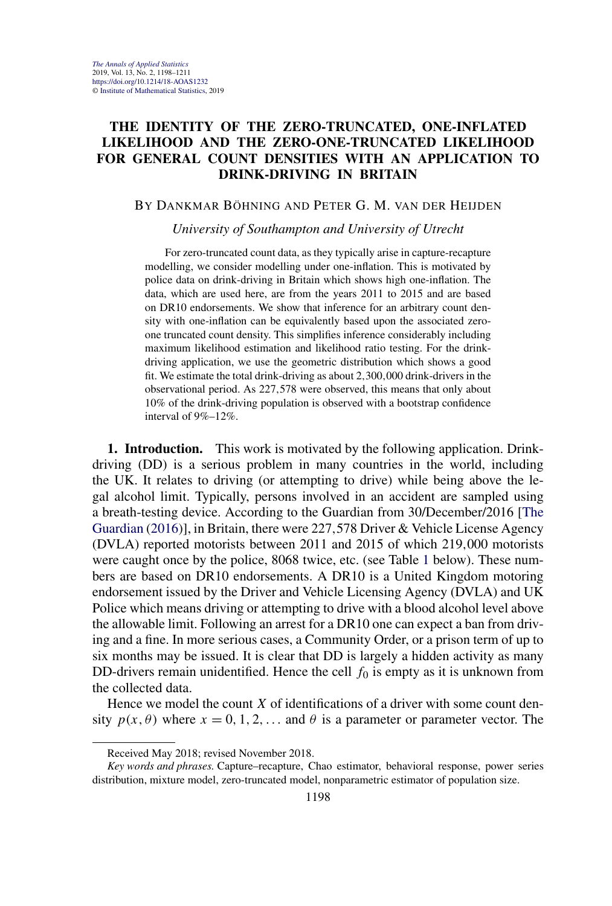# THE IDENTITY OF THE ZERO-TRUNCATED, ONE-INFLATED LIKELIHOOD AND THE ZERO-ONE-TRUNCATED LIKELIHOOD FOR GENERAL COUNT DENSITIES WITH AN APPLICATION TO DRINK-DRIVING IN BRITAIN

BY DANKMAR BÖHNING AND PETER G. M. VAN DER HEIJDEN

*University of Southampton and University of Utrecht*

For zero-truncated count data, as they typically arise in capture-recapture modelling, we consider modelling under one-inflation. This is motivated by police data on drink-driving in Britain which shows high one-inflation. The data, which are used here, are from the years 2011 to 2015 and are based on DR10 endorsements. We show that inference for an arbitrary count density with one-inflation can be equivalently based upon the associated zero-one truncated count density. This simplifies inference considerably including maximum likelihood estimation and likelihood ratio testing. For the drink-driving application, we use the geometric distribution which shows a good fit. We estimate the total drink-driving as about 2,300,000 drink-drivers in the observational period. As 227,578 were observed, this means that only about 10% of the drink-driving population is observed with a bootstrap confidence interval of 9%–12%.

**1. Introduction.** This work is motivated by the following application. Drink-driving (DD) is a serious problem in many countries in the world, including the UK. It relates to driving (or attempting to drive) while being above the legal alcohol limit. Typically, persons involved in an accident are sampled using a breath-testing device. According to the Guardian from 30/December/2016 [The Guardian (2016)], in Britain, there were 227,578 Driver & Vehicle License Agency (DVLA) reported motorists between 2011 and 2015 of which 219,000 motorists were caught once by the police, 8068 twice, etc. (see Table 1 below). These numbers are based on DR10 endorsements. A DR10 is a United Kingdom motoring endorsement issued by the Driver and Vehicle Licensing Agency (DVLA) and UK Police which means driving or attempting to drive with a blood alcohol level above the allowable limit. Following an arrest for a DR10 one can expect a ban from driving and a fine. In more serious cases, a Community Order, or a prison term of up to six months may be issued. It is clear that DD is largely a hidden activity as many DD-drivers remain unidentified. Hence the cell $f_0$ is empty as it is unknown from the collected data.

Hence we model the count $X$ of identifications of a driver with some count density $p(x, \theta)$ where $x = 0, 1, 2, \ldots$ and $\theta$ is a parameter or parameter vector. The

Received May 2018; revised November 2018.

*Key words and phrases.* Capture–recapture, Chao estimator, behavioral response, power series distribution, mixture model, zero-truncated model, nonparametric estimator of population size.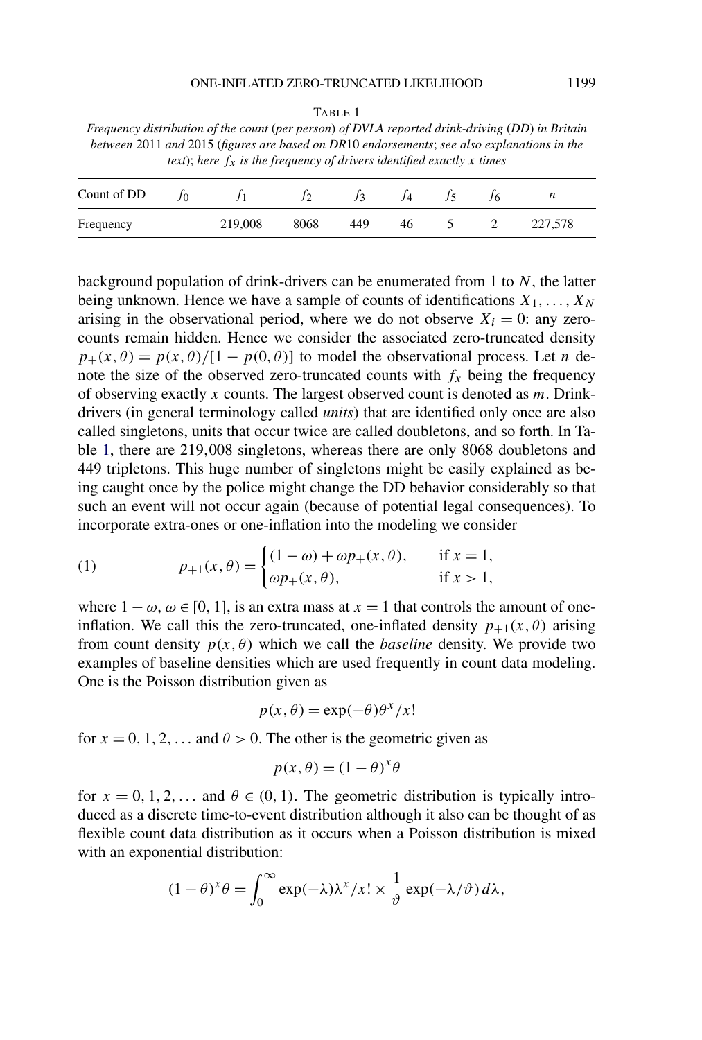TABLE 1

*Frequency distribution of the count (per person) of DVLA reported drink-driving (DD) in Britain between* 2011 *and* 2015 *(figures are based on DR*10 *endorsements; see also explanations in the text); here $f_x$ is the frequency of drivers identified exactly x times*

| Count of DD | $f_0$ | $f_1$ | $f_2$ | $f_3$ | $f_4$ | $f_5$ | $f_6$ | $n$ |
|---|---|---|---|---|---|---|---|---|
| Frequency | | 219,008 | 8068 | 449 | 46 | 5 | 2 | 227,578 |

background population of drink-drivers can be enumerated from 1 to $N$, the latter being unknown. Hence we have a sample of counts of identifications $X_1, \dots, X_N$ arising in the observational period, where we do not observe $X_i = 0$: any zero-counts remain hidden. Hence we consider the associated zero-truncated density $p_+(x, \theta) = p(x, \theta)/[1 - p(0, \theta)]$ to model the observational process. Let $n$ denote the size of the observed zero-truncated counts with $f_x$ being the frequency of observing exactly $x$ counts. The largest observed count is denoted as $m$. Drink-drivers (in general terminology called *units*) that are identified only once are also called singletons, units that occur twice are called doubletons, and so forth. In Table 1, there are 219,008 singletons, whereas there are only 8068 doubletons and 449 tripletons. This huge number of singletons might be easily explained as being caught once by the police might change the DD behavior considerably so that such an event will not occur again (because of potential legal consequences). To incorporate extra-ones or one-inflation into the modeling we consider

$$p_{+1}(x, \theta) = \begin{cases} (1 - \omega) + \omega p_+(x, \theta), & \text{if } x = 1, \\ \omega p_+(x, \theta), & \text{if } x > 1, \end{cases} \tag{1}$$

where $1 - \omega$, $\omega \in [0, 1]$, is an extra mass at $x = 1$ that controls the amount of one-inflation. We call this the zero-truncated, one-inflated density $p_{+1}(x, \theta)$ arising from count density $p(x, \theta)$ which we call the *baseline* density. We provide two examples of baseline densities which are used frequently in count data modeling. One is the Poisson distribution given as

$$p(x, \theta) = \exp(-\theta)\theta^x/x!$$

for $x = 0, 1, 2, \dots$ and $\theta > 0$. The other is the geometric given as

$$p(x, \theta) = (1 - \theta)^x \theta$$

for $x = 0, 1, 2, \dots$ and $\theta \in (0, 1)$. The geometric distribution is typically introduced as a discrete time-to-event distribution although it also can be thought of as flexible count data distribution as it occurs when a Poisson distribution is mixed with an exponential distribution:

$$(1 - \theta)^x \theta = \int_0^\infty \exp(-\lambda)\lambda^x/x! \times \frac{1}{\vartheta} \exp(-\lambda/\vartheta)\, d\lambda,$$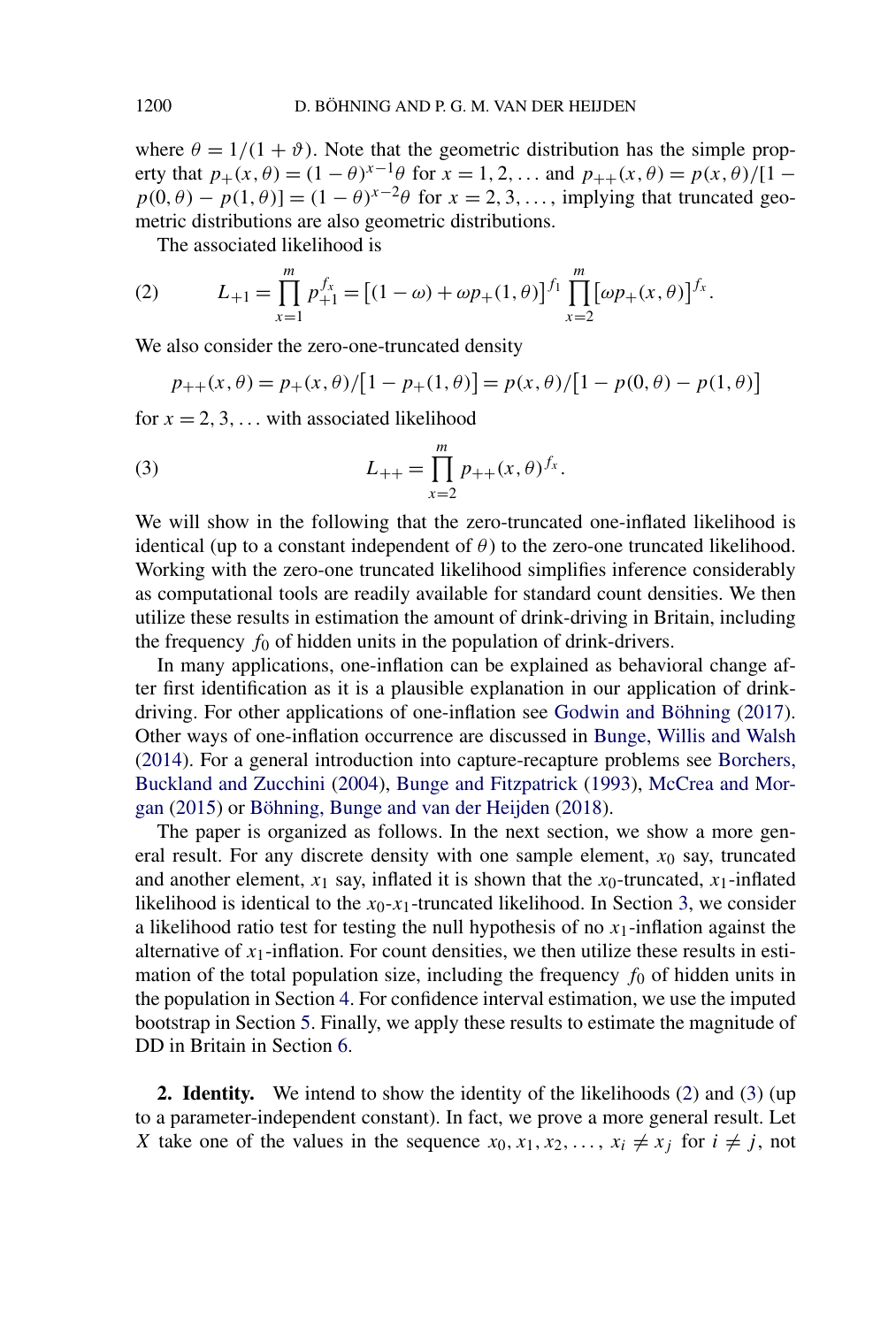where $\theta = 1/(1+\vartheta)$. Note that the geometric distribution has the simple property that $p_+(x,\theta) = (1-\theta)^{x-1}\theta$ for $x = 1, 2, \dots$ and $p_{++}(x,\theta) = p(x,\theta)/[1 - p(0,\theta) - p(1,\theta)] = (1-\theta)^{x-2}\theta$ for $x = 2, 3, \dots$, implying that truncated geometric distributions are also geometric distributions.

The associated likelihood is

$$L_{+1} = \prod_{x=1}^{m} p_{+1}^{f_x} = \left[(1-\omega) + \omega p_+(1,\theta)\right]^{f_1} \prod_{x=2}^{m} \left[\omega p_+(x,\theta)\right]^{f_x}. \tag{2}$$

We also consider the zero-one-truncated density

$$p_{++}(x,\theta) = p_+(x,\theta)/\left[1 - p_+(1,\theta)\right] = p(x,\theta)/\left[1 - p(0,\theta) - p(1,\theta)\right]$$

for $x = 2, 3, \dots$ with associated likelihood

$$L_{++} = \prod_{x=2}^{m} p_{++}(x,\theta)^{f_x}. \tag{3}$$

We will show in the following that the zero-truncated one-inflated likelihood is identical (up to a constant independent of $\theta$) to the zero-one truncated likelihood. Working with the zero-one truncated likelihood simplifies inference considerably as computational tools are readily available for standard count densities. We then utilize these results in estimation the amount of drink-driving in Britain, including the frequency $f_0$ of hidden units in the population of drink-drivers.

In many applications, one-inflation can be explained as behavioral change after first identification as it is a plausible explanation in our application of drink-driving. For other applications of one-inflation see Godwin and Böhning (2017). Other ways of one-inflation occurrence are discussed in Bunge, Willis and Walsh (2014). For a general introduction into capture-recapture problems see Borchers, Buckland and Zucchini (2004), Bunge and Fitzpatrick (1993), McCrea and Morgan (2015) or Böhning, Bunge and van der Heijden (2018).

The paper is organized as follows. In the next section, we show a more general result. For any discrete density with one sample element, $x_0$ say, truncated and another element, $x_1$ say, inflated it is shown that the $x_0$-truncated, $x_1$-inflated likelihood is identical to the $x_0$-$x_1$-truncated likelihood. In Section 3, we consider a likelihood ratio test for testing the null hypothesis of no $x_1$-inflation against the alternative of $x_1$-inflation. For count densities, we then utilize these results in estimation of the total population size, including the frequency $f_0$ of hidden units in the population in Section 4. For confidence interval estimation, we use the imputed bootstrap in Section 5. Finally, we apply these results to estimate the magnitude of DD in Britain in Section 6.

**2. Identity.** We intend to show the identity of the likelihoods (2) and (3) (up to a parameter-independent constant). In fact, we prove a more general result. Let $X$ take one of the values in the sequence $x_0, x_1, x_2, \dots$, $x_i \neq x_j$ for $i \neq j$, not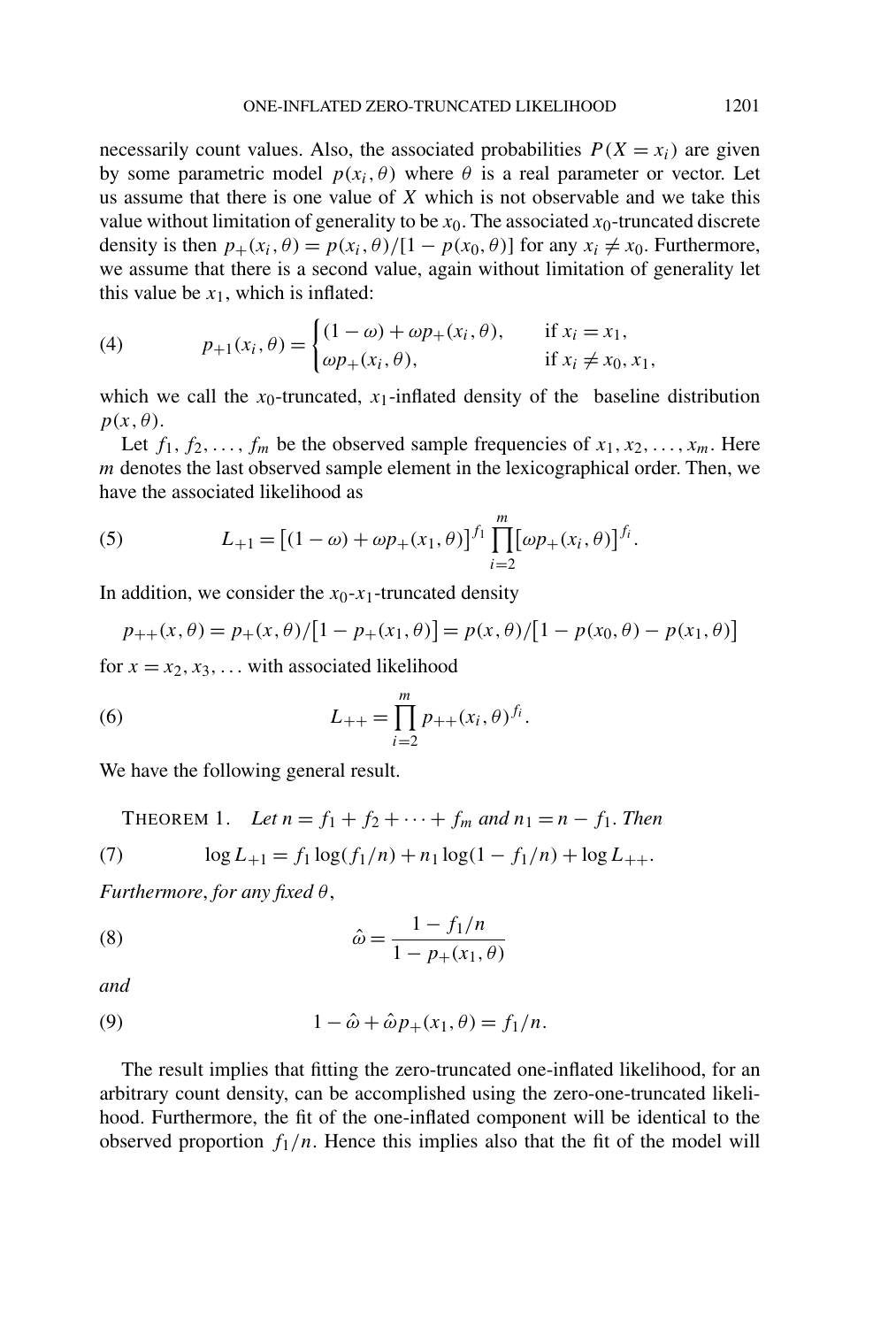necessarily count values. Also, the associated probabilities $P(X = x_i)$ are given by some parametric model $p(x_i, \theta)$ where $\theta$ is a real parameter or vector. Let us assume that there is one value of $X$ which is not observable and we take this value without limitation of generality to be $x_0$. The associated $x_0$-truncated discrete density is then $p_+(x_i, \theta) = p(x_i, \theta)/[1 - p(x_0, \theta)]$ for any $x_i \neq x_0$. Furthermore, we assume that there is a second value, again without limitation of generality let this value be $x_1$, which is inflated:

$$p_{+1}(x_i, \theta) = \begin{cases} (1-\omega) + \omega p_+(x_i, \theta), & \text{if } x_i = x_1, \\ \omega p_+(x_i, \theta), & \text{if } x_i \neq x_0, x_1, \end{cases} \tag{4}$$

which we call the $x_0$-truncated, $x_1$-inflated density of the baseline distribution $p(x, \theta)$.

Let $f_1, f_2, \ldots, f_m$ be the observed sample frequencies of $x_1, x_2, \ldots, x_m$. Here $m$ denotes the last observed sample element in the lexicographical order. Then, we have the associated likelihood as

$$L_{+1} = \left[(1-\omega) + \omega p_+(x_1, \theta)\right]^{f_1} \prod_{i=2}^{m} \left[\omega p_+(x_i, \theta)\right]^{f_i}. \tag{5}$$

In addition, we consider the $x_0$-$x_1$-truncated density

$$p_{++}(x, \theta) = p_+(x, \theta)/\left[1 - p_+(x_1, \theta)\right] = p(x, \theta)/\left[1 - p(x_0, \theta) - p(x_1, \theta)\right]$$

for $x = x_2, x_3, \ldots$ with associated likelihood

$$L_{++} = \prod_{i=2}^{m} p_{++}(x_i, \theta)^{f_i}. \tag{6}$$

We have the following general result.

THEOREM 1. *Let $n = f_1 + f_2 + \cdots + f_m$ and $n_1 = n - f_1$. Then*

$$\log L_{+1} = f_1 \log(f_1/n) + n_1 \log(1 - f_1/n) + \log L_{++}. \tag{7}$$

*Furthermore, for any fixed $\theta$,*

$$\hat{\omega} = \frac{1 - f_1/n}{1 - p_+(x_1, \theta)} \tag{8}$$

*and*

$$1 - \hat{\omega} + \hat{\omega} p_+(x_1, \theta) = f_1/n. \tag{9}$$

The result implies that fitting the zero-truncated one-inflated likelihood, for an arbitrary count density, can be accomplished using the zero-one-truncated likelihood. Furthermore, the fit of the one-inflated component will be identical to the observed proportion $f_1/n$. Hence this implies also that the fit of the model will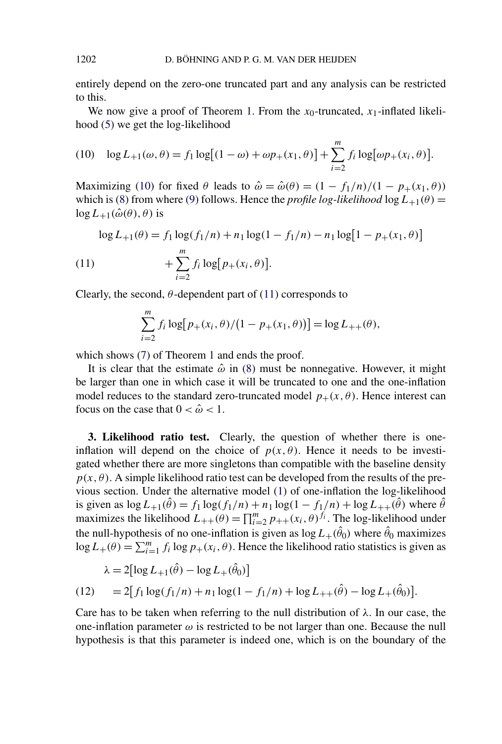entirely depend on the zero-one truncated part and any analysis can be restricted to this.

We now give a proof of Theorem 1. From the $x_0$-truncated, $x_1$-inflated likelihood (5) we get the log-likelihood

$$\log L_{+1}(\omega, \theta) = f_1 \log\big[(1-\omega) + \omega p_+(x_1, \theta)\big] + \sum_{i=2}^{m} f_i \log\big[\omega p_+(x_i, \theta)\big]. \tag{10}$$

Maximizing (10) for fixed $\theta$ leads to $\hat{\omega} = \hat{\omega}(\theta) = (1 - f_1/n)/(1 - p_+(x_1, \theta))$ which is (8) from where (9) follows. Hence the *profile log-likelihood* $\log L_{+1}(\theta) = \log L_{+1}(\hat{\omega}(\theta), \theta)$ is

$$\begin{aligned} \log L_{+1}(\theta) = {} & f_1 \log(f_1/n) + n_1 \log(1 - f_1/n) - n_1 \log\big[1 - p_+(x_1, \theta)\big] \\ & + \sum_{i=2}^{m} f_i \log\big[p_+(x_i, \theta)\big]. \end{aligned} \tag{11}$$

Clearly, the second, $\theta$-dependent part of (11) corresponds to

$$\sum_{i=2}^{m} f_i \log\big[p_+(x_i, \theta)/\big(1 - p_+(x_1, \theta)\big)\big] = \log L_{++}(\theta),$$

which shows (7) of Theorem 1 and ends the proof.

It is clear that the estimate $\hat{\omega}$ in (8) must be nonnegative. However, it might be larger than one in which case it will be truncated to one and the one-inflation model reduces to the standard zero-truncated model $p_+(x, \theta)$. Hence interest can focus on the case that $0 < \hat{\omega} < 1$.

**3. Likelihood ratio test.** Clearly, the question of whether there is one-inflation will depend on the choice of $p(x, \theta)$. Hence it needs to be investigated whether there are more singletons than compatible with the baseline density $p(x, \theta)$. A simple likelihood ratio test can be developed from the results of the previous section. Under the alternative model (1) of one-inflation the log-likelihood is given as $\log L_{+1}(\hat{\theta}) = f_1 \log(f_1/n) + n_1 \log(1 - f_1/n) + \log L_{++}(\hat{\theta})$ where $\hat{\theta}$ maximizes the likelihood $L_{++}(\theta) = \prod_{i=2}^{m} p_{++}(x_i, \theta)^{f_i}$. The log-likelihood under the null-hypothesis of no one-inflation is given as $\log L_+(\hat{\theta}_0)$ where $\hat{\theta}_0$ maximizes $\log L_+(\theta) = \sum_{i=1}^{m} f_i \log p_+(x_i, \theta)$. Hence the likelihood ratio statistics is given as

$$\begin{aligned} \lambda &= 2\big[\log L_{+1}(\hat{\theta}) - \log L_+(\hat{\theta}_0)\big] \\ &= 2\big[f_1 \log(f_1/n) + n_1 \log(1 - f_1/n) + \log L_{++}(\hat{\theta}) - \log L_+(\hat{\theta}_0)\big]. \end{aligned} \tag{12}$$

Care has to be taken when referring to the null distribution of $\lambda$. In our case, the one-inflation parameter $\omega$ is restricted to be not larger than one. Because the null hypothesis is that this parameter is indeed one, which is on the boundary of the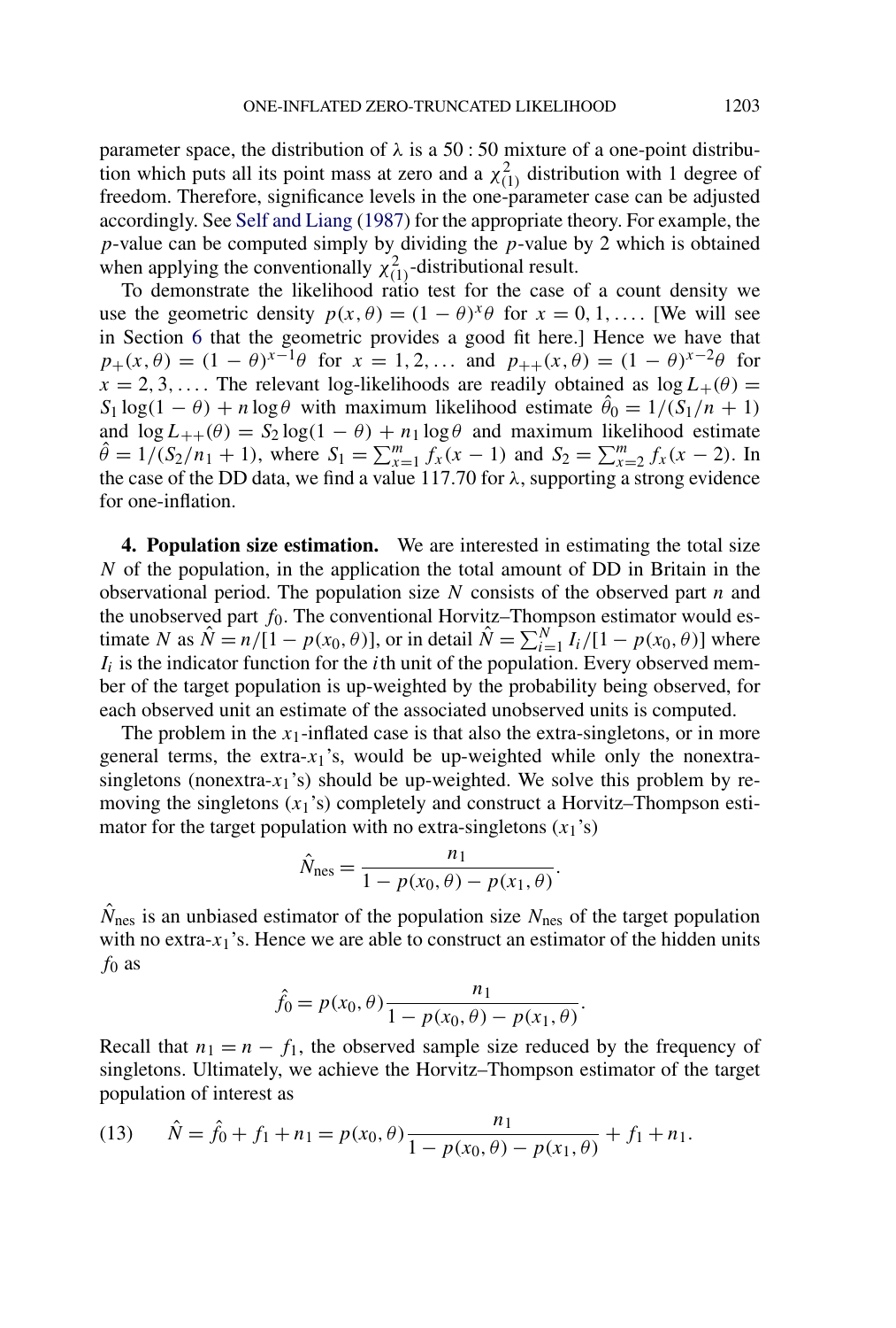parameter space, the distribution of $\lambda$ is a $50:50$ mixture of a one-point distribution which puts all its point mass at zero and a $\chi^2_{(1)}$ distribution with 1 degree of freedom. Therefore, significance levels in the one-parameter case can be adjusted accordingly. See Self and Liang (1987) for the appropriate theory. For example, the $p$-value can be computed simply by dividing the $p$-value by 2 which is obtained when applying the conventionally $\chi^2_{(1)}$-distributional result.

To demonstrate the likelihood ratio test for the case of a count density we use the geometric density $p(x,\theta) = (1-\theta)^x\theta$ for $x = 0, 1, \ldots$. [We will see in Section 6 that the geometric provides a good fit here.] Hence we have that $p_+(x,\theta) = (1-\theta)^{x-1}\theta$ for $x = 1, 2, \ldots$ and $p_{++}(x,\theta) = (1-\theta)^{x-2}\theta$ for $x = 2, 3, \ldots$. The relevant log-likelihoods are readily obtained as $\log L_+(\theta) = S_1 \log(1-\theta) + n \log\theta$ with maximum likelihood estimate $\hat{\theta}_0 = 1/(S_1/n + 1)$ and $\log L_{++}(\theta) = S_2 \log(1-\theta) + n_1 \log\theta$ and maximum likelihood estimate $\hat{\theta} = 1/(S_2/n_1 + 1)$, where $S_1 = \sum_{x=1}^m f_x(x-1)$ and $S_2 = \sum_{x=2}^m f_x(x-2)$. In the case of the DD data, we find a value 117.70 for $\lambda$, supporting a strong evidence for one-inflation.

**4. Population size estimation.** We are interested in estimating the total size $N$ of the population, in the application the total amount of DD in Britain in the observational period. The population size $N$ consists of the observed part $n$ and the unobserved part $f_0$. The conventional Horvitz–Thompson estimator would estimate $N$ as $\hat{N} = n/[1 - p(x_0,\theta)]$, or in detail $\hat{N} = \sum_{i=1}^N I_i/[1 - p(x_0,\theta)]$ where $I_i$ is the indicator function for the $i$th unit of the population. Every observed member of the target population is up-weighted by the probability being observed, for each observed unit an estimate of the associated unobserved units is computed.

The problem in the $x_1$-inflated case is that also the extra-singletons, or in more general terms, the extra-$x_1$'s, would be up-weighted while only the nonextra-singletons (nonextra-$x_1$'s) should be up-weighted. We solve this problem by removing the singletons ($x_1$'s) completely and construct a Horvitz–Thompson estimator for the target population with no extra-singletons ($x_1$'s)

$$\hat{N}_{\text{nes}} = \frac{n_1}{1 - p(x_0,\theta) - p(x_1,\theta)}.$$

$\hat{N}_{\text{nes}}$ is an unbiased estimator of the population size $N_{\text{nes}}$ of the target population with no extra-$x_1$'s. Hence we are able to construct an estimator of the hidden units $f_0$ as

$$\hat{f}_0 = p(x_0,\theta)\frac{n_1}{1 - p(x_0,\theta) - p(x_1,\theta)}.$$

Recall that $n_1 = n - f_1$, the observed sample size reduced by the frequency of singletons. Ultimately, we achieve the Horvitz–Thompson estimator of the target population of interest as

$$\hat{N} = \hat{f}_0 + f_1 + n_1 = p(x_0,\theta)\frac{n_1}{1 - p(x_0,\theta) - p(x_1,\theta)} + f_1 + n_1. \tag{13}$$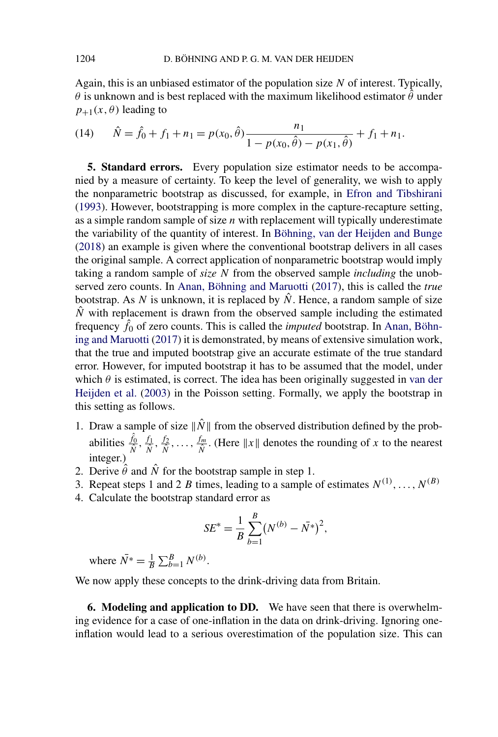Again, this is an unbiased estimator of the population size $N$ of interest. Typically, $\theta$ is unknown and is best replaced with the maximum likelihood estimator $\hat{\theta}$ under $p_{+1}(x, \theta)$ leading to

$$\hat{N} = \hat{f}_0 + f_1 + n_1 = p(x_0, \hat{\theta}) \frac{n_1}{1 - p(x_0, \hat{\theta}) - p(x_1, \hat{\theta})} + f_1 + n_1. \tag{14}$$

**5. Standard errors.** Every population size estimator needs to be accompanied by a measure of certainty. To keep the level of generality, we wish to apply the nonparametric bootstrap as discussed, for example, in Efron and Tibshirani (1993). However, bootstrapping is more complex in the capture-recapture setting, as a simple random sample of size $n$ with replacement will typically underestimate the variability of the quantity of interest. In Böhning, van der Heijden and Bunge (2018) an example is given where the conventional bootstrap delivers in all cases the original sample. A correct application of nonparametric bootstrap would imply taking a random sample of *size* $N$ from the observed sample *including* the unobserved zero counts. In Anan, Böhning and Maruotti (2017), this is called the *true* bootstrap. As $N$ is unknown, it is replaced by $\hat{N}$. Hence, a random sample of size $\hat{N}$ with replacement is drawn from the observed sample including the estimated frequency $\hat{f}_0$ of zero counts. This is called the *imputed* bootstrap. In Anan, Böhning and Maruotti (2017) it is demonstrated, by means of extensive simulation work, that the true and imputed bootstrap give an accurate estimate of the true standard error. However, for imputed bootstrap it has to be assumed that the model, under which $\theta$ is estimated, is correct. The idea has been originally suggested in van der Heijden et al. (2003) in the Poisson setting. Formally, we apply the bootstrap in this setting as follows.

1. Draw a sample of size $\|\hat{N}\|$ from the observed distribution defined by the probabilities $\frac{\hat{f}_0}{\hat{N}}, \frac{f_1}{\hat{N}}, \frac{f_2}{\hat{N}}, \ldots, \frac{f_m}{\hat{N}}$. (Here $\|x\|$ denotes the rounding of $x$ to the nearest integer.)
2. Derive $\hat{\theta}$ and $\hat{N}$ for the bootstrap sample in step 1.
3. Repeat steps 1 and 2 $B$ times, leading to a sample of estimates $N^{(1)}, \ldots, N^{(B)}$
4. Calculate the bootstrap standard error as

$$SE^* = \frac{1}{B} \sum_{b=1}^{B} (N^{(b)} - \bar{N^*})^2,$$

where $\bar{N^*} = \frac{1}{B} \sum_{b=1}^{B} N^{(b)}$.

We now apply these concepts to the drink-driving data from Britain.

**6. Modeling and application to DD.** We have seen that there is overwhelming evidence for a case of one-inflation in the data on drink-driving. Ignoring one-inflation would lead to a serious overestimation of the population size. This can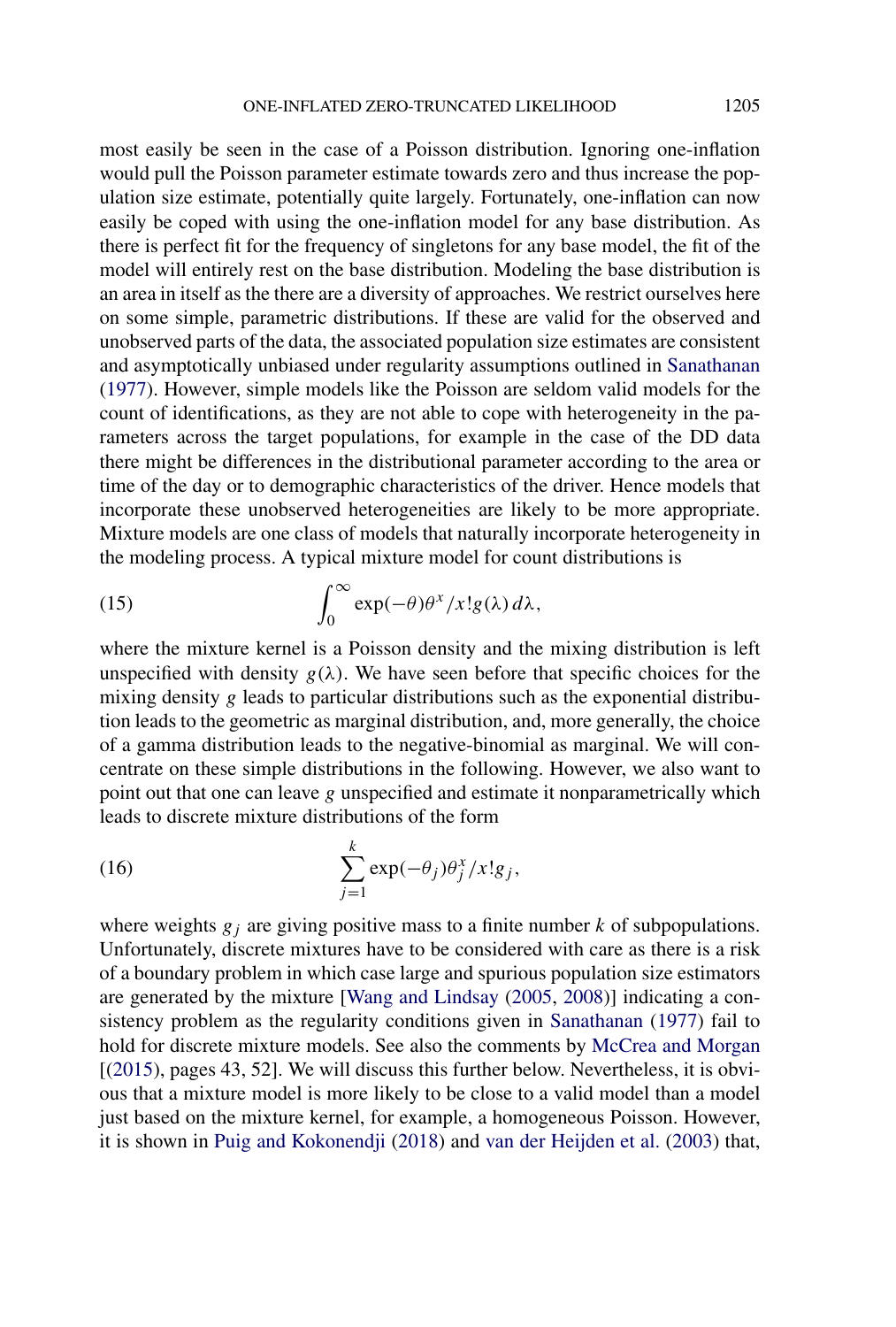most easily be seen in the case of a Poisson distribution. Ignoring one-inflation would pull the Poisson parameter estimate towards zero and thus increase the population size estimate, potentially quite largely. Fortunately, one-inflation can now easily be coped with using the one-inflation model for any base distribution. As there is perfect fit for the frequency of singletons for any base model, the fit of the model will entirely rest on the base distribution. Modeling the base distribution is an area in itself as the there are a diversity of approaches. We restrict ourselves here on some simple, parametric distributions. If these are valid for the observed and unobserved parts of the data, the associated population size estimates are consistent and asymptotically unbiased under regularity assumptions outlined in Sanathanan (1977). However, simple models like the Poisson are seldom valid models for the count of identifications, as they are not able to cope with heterogeneity in the parameters across the target populations, for example in the case of the DD data there might be differences in the distributional parameter according to the area or time of the day or to demographic characteristics of the driver. Hence models that incorporate these unobserved heterogeneities are likely to be more appropriate. Mixture models are one class of models that naturally incorporate heterogeneity in the modeling process. A typical mixture model for count distributions is

$$\int_0^\infty \exp(-\theta)\theta^x/x!g(\lambda)\,d\lambda, \tag{15}$$

where the mixture kernel is a Poisson density and the mixing distribution is left unspecified with density $g(\lambda)$. We have seen before that specific choices for the mixing density $g$ leads to particular distributions such as the exponential distribution leads to the geometric as marginal distribution, and, more generally, the choice of a gamma distribution leads to the negative-binomial as marginal. We will concentrate on these simple distributions in the following. However, we also want to point out that one can leave $g$ unspecified and estimate it nonparametrically which leads to discrete mixture distributions of the form

$$\sum_{j=1}^{k} \exp(-\theta_j)\theta_j^x/x!g_j, \tag{16}$$

where weights $g_j$ are giving positive mass to a finite number $k$ of subpopulations. Unfortunately, discrete mixtures have to be considered with care as there is a risk of a boundary problem in which case large and spurious population size estimators are generated by the mixture [Wang and Lindsay (2005, 2008)] indicating a consistency problem as the regularity conditions given in Sanathanan (1977) fail to hold for discrete mixture models. See also the comments by McCrea and Morgan [(2015), pages 43, 52]. We will discuss this further below. Nevertheless, it is obvious that a mixture model is more likely to be close to a valid model than a model just based on the mixture kernel, for example, a homogeneous Poisson. However, it is shown in Puig and Kokonendji (2018) and van der Heijden et al. (2003) that,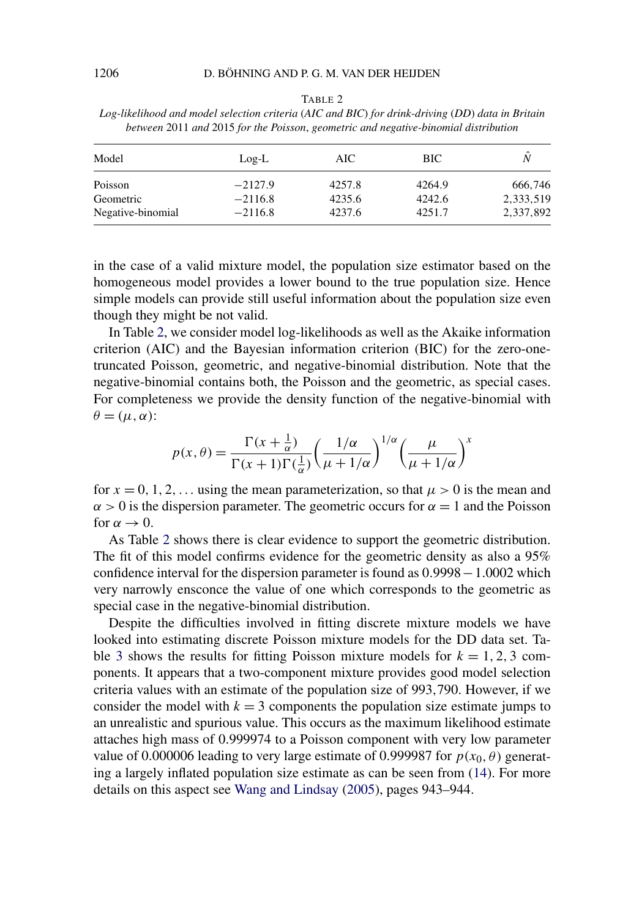TABLE 2

*Log-likelihood and model selection criteria (AIC and BIC) for drink-driving (DD) data in Britain between* 2011 *and* 2015 *for the Poisson, geometric and negative-binomial distribution*

| Model | Log-L | AIC | BIC | $\hat{N}$ |
|---|---|---|---|---|
| Poisson | −2127.9 | 4257.8 | 4264.9 | 666,746 |
| Geometric | −2116.8 | 4235.6 | 4242.6 | 2,333,519 |
| Negative-binomial | −2116.8 | 4237.6 | 4251.7 | 2,337,892 |

in the case of a valid mixture model, the population size estimator based on the homogeneous model provides a lower bound to the true population size. Hence simple models can provide still useful information about the population size even though they might be not valid.

In Table 2, we consider model log-likelihoods as well as the Akaike information criterion (AIC) and the Bayesian information criterion (BIC) for the zero-one-truncated Poisson, geometric, and negative-binomial distribution. Note that the negative-binomial contains both, the Poisson and the geometric, as special cases. For completeness we provide the density function of the negative-binomial with $\theta = (\mu, \alpha)$:

$$p(x, \theta) = \frac{\Gamma(x + \frac{1}{\alpha})}{\Gamma(x+1)\Gamma(\frac{1}{\alpha})} \left( \frac{1/\alpha}{\mu + 1/\alpha} \right)^{1/\alpha} \left( \frac{\mu}{\mu + 1/\alpha} \right)^{x}$$

for $x = 0, 1, 2, \ldots$ using the mean parameterization, so that $\mu > 0$ is the mean and $\alpha > 0$ is the dispersion parameter. The geometric occurs for $\alpha = 1$ and the Poisson for $\alpha \to 0$.

As Table 2 shows there is clear evidence to support the geometric distribution. The fit of this model confirms evidence for the geometric density as also a 95% confidence interval for the dispersion parameter is found as $0.9998 - 1.0002$ which very narrowly ensconce the value of one which corresponds to the geometric as special case in the negative-binomial distribution.

Despite the difficulties involved in fitting discrete mixture models we have looked into estimating discrete Poisson mixture models for the DD data set. Table 3 shows the results for fitting Poisson mixture models for $k = 1, 2, 3$ components. It appears that a two-component mixture provides good model selection criteria values with an estimate of the population size of 993,790. However, if we consider the model with $k = 3$ components the population size estimate jumps to an unrealistic and spurious value. This occurs as the maximum likelihood estimate attaches high mass of 0.999974 to a Poisson component with very low parameter value of 0.000006 leading to very large estimate of 0.999987 for $p(x_0, \theta)$ generating a largely inflated population size estimate as can be seen from (14). For more details on this aspect see Wang and Lindsay (2005), pages 943–944.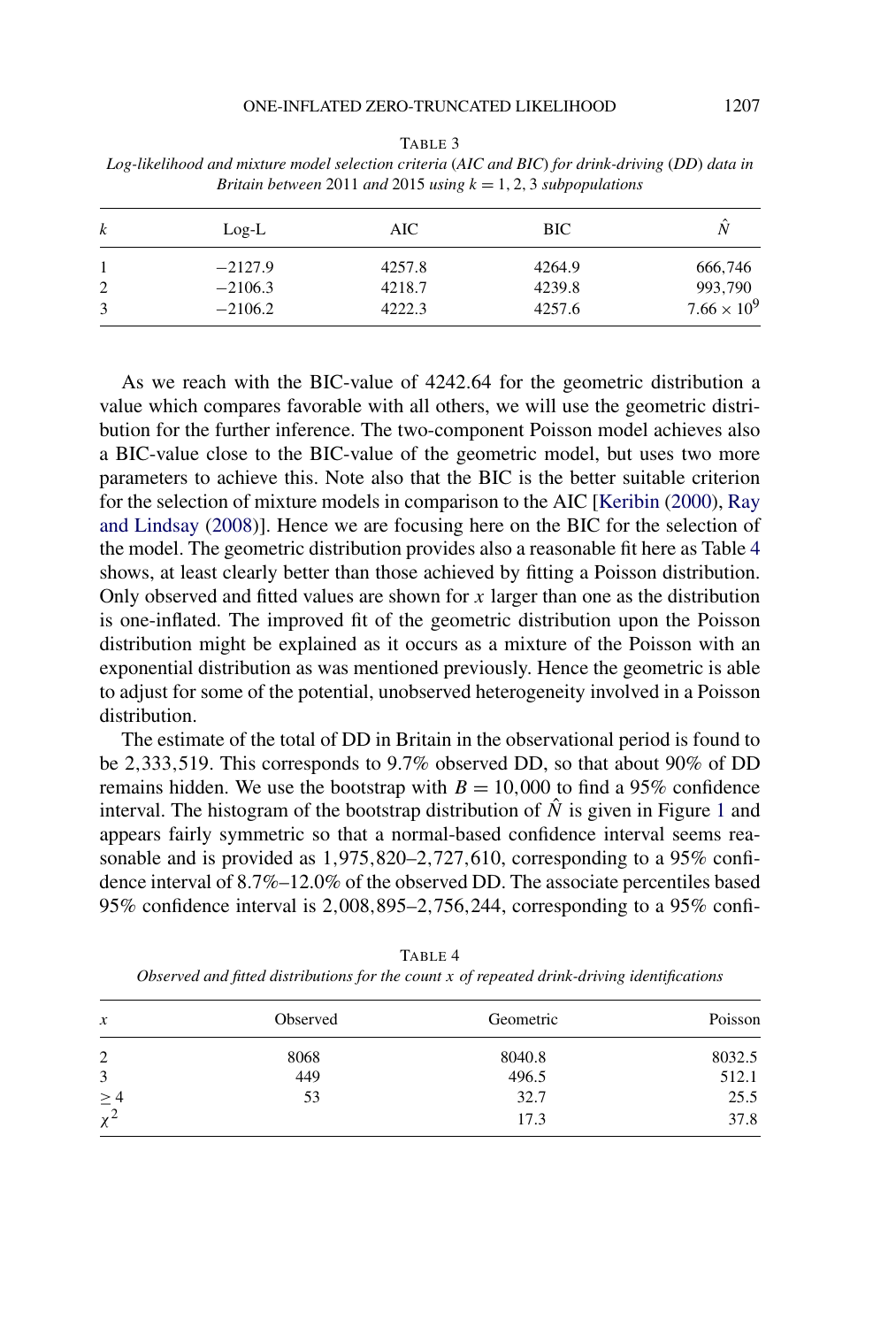TABLE 3

*Log-likelihood and mixture model selection criteria (AIC and BIC) for drink-driving (DD) data in Britain between 2011 and 2015 using $k = 1, 2, 3$ subpopulations*

| $k$ | Log-L | AIC | BIC | $\hat{N}$ |
|---|---|---|---|---|
| 1 | −2127.9 | 4257.8 | 4264.9 | 666,746 |
| 2 | −2106.3 | 4218.7 | 4239.8 | 993,790 |
| 3 | −2106.2 | 4222.3 | 4257.6 | $7.66 \times 10^9$ |

As we reach with the BIC-value of 4242.64 for the geometric distribution a value which compares favorable with all others, we will use the geometric distribution for the further inference. The two-component Poisson model achieves also a BIC-value close to the BIC-value of the geometric model, but uses two more parameters to achieve this. Note also that the BIC is the better suitable criterion for the selection of mixture models in comparison to the AIC [Keribin (2000), Ray and Lindsay (2008)]. Hence we are focusing here on the BIC for the selection of the model. The geometric distribution provides also a reasonable fit here as Table 4 shows, at least clearly better than those achieved by fitting a Poisson distribution. Only observed and fitted values are shown for $x$ larger than one as the distribution is one-inflated. The improved fit of the geometric distribution upon the Poisson distribution might be explained as it occurs as a mixture of the Poisson with an exponential distribution as was mentioned previously. Hence the geometric is able to adjust for some of the potential, unobserved heterogeneity involved in a Poisson distribution.

The estimate of the total of DD in Britain in the observational period is found to be 2,333,519. This corresponds to 9.7% observed DD, so that about 90% of DD remains hidden. We use the bootstrap with $B = 10{,}000$ to find a 95% confidence interval. The histogram of the bootstrap distribution of $\hat{N}$ is given in Figure 1 and appears fairly symmetric so that a normal-based confidence interval seems reasonable and is provided as 1,975,820–2,727,610, corresponding to a 95% confidence interval of 8.7%–12.0% of the observed DD. The associate percentiles based 95% confidence interval is 2,008,895–2,756,244, corresponding to a 95% confi-

TABLE 4

*Observed and fitted distributions for the count $x$ of repeated drink-driving identifications*

| $x$ | Observed | Geometric | Poisson |
|---|---|---|---|
| 2 | 8068 | 8040.8 | 8032.5 |
| 3 | 449 | 496.5 | 512.1 |
| $\geq 4$ | 53 | 32.7 | 25.5 |
| $\chi^2$ | | 17.3 | 37.8 |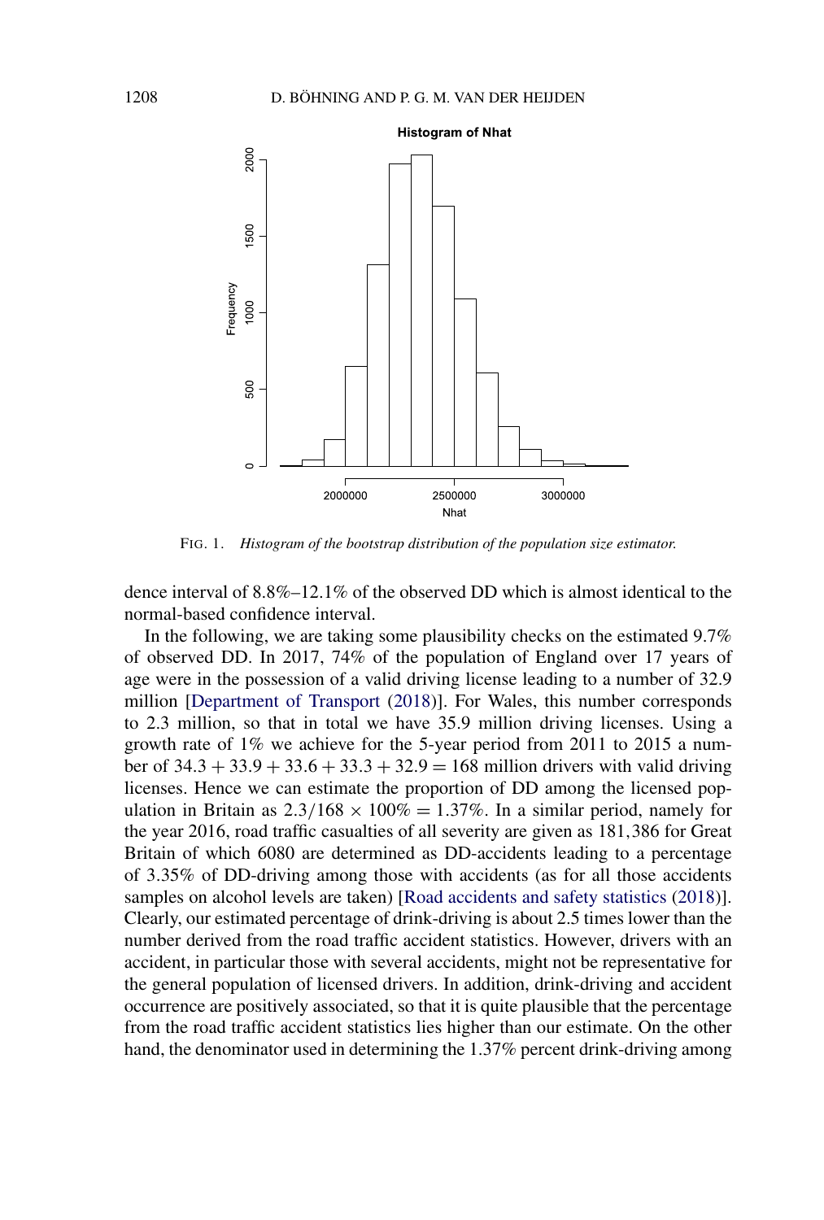FIG. 1. *Histogram of the bootstrap distribution of the population size estimator.*

dence interval of 8.8%–12.1% of the observed DD which is almost identical to the normal-based confidence interval.

In the following, we are taking some plausibility checks on the estimated 9.7% of observed DD. In 2017, 74% of the population of England over 17 years of age were in the possession of a valid driving license leading to a number of 32.9 million [Department of Transport (2018)]. For Wales, this number corresponds to 2.3 million, so that in total we have 35.9 million driving licenses. Using a growth rate of 1% we achieve for the 5-year period from 2011 to 2015 a number of $34.3 + 33.9 + 33.6 + 33.3 + 32.9 = 168$ million drivers with valid driving licenses. Hence we can estimate the proportion of DD among the licensed population in Britain as $2.3/168 \times 100\% = 1.37\%$. In a similar period, namely for the year 2016, road traffic casualties of all severity are given as 181,386 for Great Britain of which 6080 are determined as DD-accidents leading to a percentage of 3.35% of DD-driving among those with accidents (as for all those accidents samples on alcohol levels are taken) [Road accidents and safety statistics (2018)]. Clearly, our estimated percentage of drink-driving is about 2.5 times lower than the number derived from the road traffic accident statistics. However, drivers with an accident, in particular those with several accidents, might not be representative for the general population of licensed drivers. In addition, drink-driving and accident occurrence are positively associated, so that it is quite plausible that the percentage from the road traffic accident statistics lies higher than our estimate. On the other hand, the denominator used in determining the 1.37% percent drink-driving among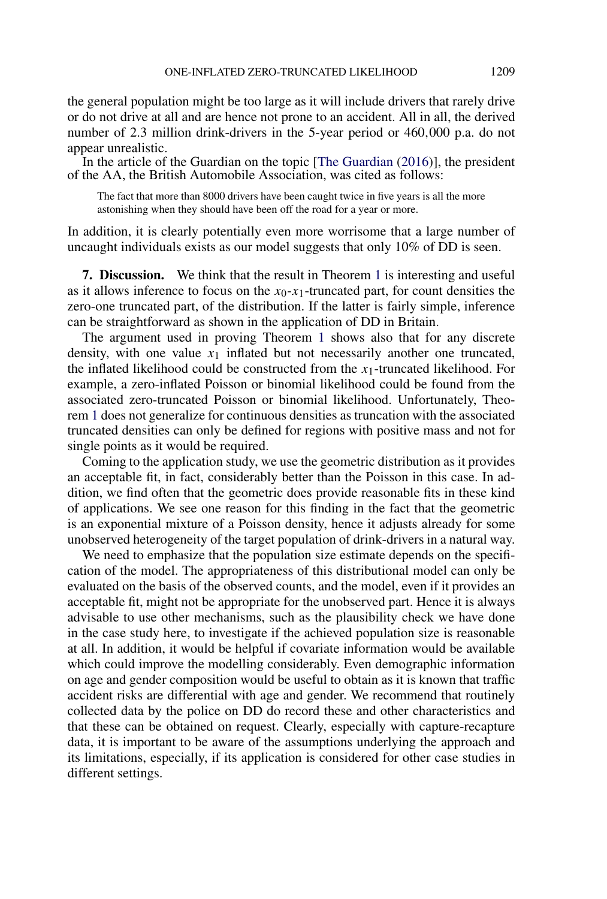the general population might be too large as it will include drivers that rarely drive or do not drive at all and are hence not prone to an accident. All in all, the derived number of 2.3 million drink-drivers in the 5-year period or 460,000 p.a. do not appear unrealistic.

In the article of the Guardian on the topic [The Guardian (2016)], the president of the AA, the British Automobile Association, was cited as follows:

> The fact that more than 8000 drivers have been caught twice in five years is all the more astonishing when they should have been off the road for a year or more.

In addition, it is clearly potentially even more worrisome that a large number of uncaught individuals exists as our model suggests that only 10% of DD is seen.

## 7. Discussion.

We think that the result in Theorem 1 is interesting and useful as it allows inference to focus on the $x_0$-$x_1$-truncated part, for count densities the zero-one truncated part, of the distribution. If the latter is fairly simple, inference can be straightforward as shown in the application of DD in Britain.

The argument used in proving Theorem 1 shows also that for any discrete density, with one value $x_1$ inflated but not necessarily another one truncated, the inflated likelihood could be constructed from the $x_1$-truncated likelihood. For example, a zero-inflated Poisson or binomial likelihood could be found from the associated zero-truncated Poisson or binomial likelihood. Unfortunately, Theorem 1 does not generalize for continuous densities as truncation with the associated truncated densities can only be defined for regions with positive mass and not for single points as it would be required.

Coming to the application study, we use the geometric distribution as it provides an acceptable fit, in fact, considerably better than the Poisson in this case. In addition, we find often that the geometric does provide reasonable fits in these kind of applications. We see one reason for this finding in the fact that the geometric is an exponential mixture of a Poisson density, hence it adjusts already for some unobserved heterogeneity of the target population of drink-drivers in a natural way.

We need to emphasize that the population size estimate depends on the specification of the model. The appropriateness of this distributional model can only be evaluated on the basis of the observed counts, and the model, even if it provides an acceptable fit, might not be appropriate for the unobserved part. Hence it is always advisable to use other mechanisms, such as the plausibility check we have done in the case study here, to investigate if the achieved population size is reasonable at all. In addition, it would be helpful if covariate information would be available which could improve the modelling considerably. Even demographic information on age and gender composition would be useful to obtain as it is known that traffic accident risks are differential with age and gender. We recommend that routinely collected data by the police on DD do record these and other characteristics and that these can be obtained on request. Clearly, especially with capture-recapture data, it is important to be aware of the assumptions underlying the approach and its limitations, especially, if its application is considered for other case studies in different settings.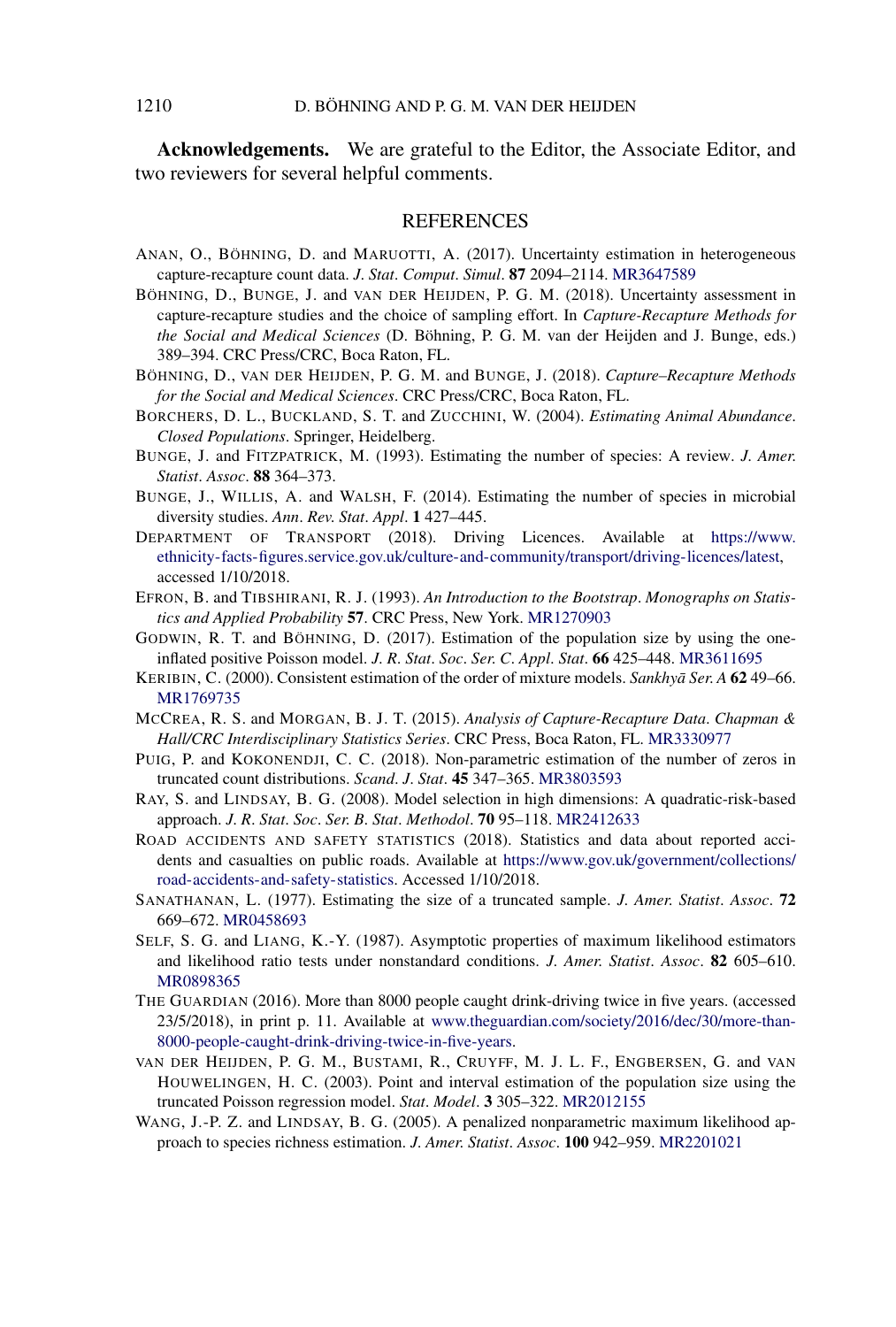**Acknowledgements.** We are grateful to the Editor, the Associate Editor, and two reviewers for several helpful comments.

## REFERENCES

ANAN, O., BÖHNING, D. and MARUOTTI, A. (2017). Uncertainty estimation in heterogeneous capture-recapture count data. *J. Stat. Comput. Simul.* **87** 2094–2114. MR3647589

BÖHNING, D., BUNGE, J. and VAN DER HEIJDEN, P. G. M. (2018). Uncertainty assessment in capture-recapture studies and the choice of sampling effort. In *Capture-Recapture Methods for the Social and Medical Sciences* (D. Böhning, P. G. M. van der Heijden and J. Bunge, eds.) 389–394. CRC Press/CRC, Boca Raton, FL.

BÖHNING, D., VAN DER HEIJDEN, P. G. M. and BUNGE, J. (2018). *Capture–Recapture Methods for the Social and Medical Sciences*. CRC Press/CRC, Boca Raton, FL.

BORCHERS, D. L., BUCKLAND, S. T. and ZUCCHINI, W. (2004). *Estimating Animal Abundance. Closed Populations*. Springer, Heidelberg.

BUNGE, J. and FITZPATRICK, M. (1993). Estimating the number of species: A review. *J. Amer. Statist. Assoc.* **88** 364–373.

BUNGE, J., WILLIS, A. and WALSH, F. (2014). Estimating the number of species in microbial diversity studies. *Ann. Rev. Stat. Appl.* **1** 427–445.

DEPARTMENT OF TRANSPORT (2018). Driving Licences. Available at https://www.ethnicity-facts-figures.service.gov.uk/culture-and-community/transport/driving-licences/latest, accessed 1/10/2018.

EFRON, B. and TIBSHIRANI, R. J. (1993). *An Introduction to the Bootstrap*. *Monographs on Statistics and Applied Probability* **57**. CRC Press, New York. MR1270903

GODWIN, R. T. and BÖHNING, D. (2017). Estimation of the population size by using the one-inflated positive Poisson model. *J. R. Stat. Soc. Ser. C. Appl. Stat.* **66** 425–448. MR3611695

KERIBIN, C. (2000). Consistent estimation of the order of mixture models. *Sankhyā Ser. A* **62** 49–66. MR1769735

MCCREA, R. S. and MORGAN, B. J. T. (2015). *Analysis of Capture-Recapture Data*. *Chapman & Hall/CRC Interdisciplinary Statistics Series*. CRC Press, Boca Raton, FL. MR3330977

PUIG, P. and KOKONENDJI, C. C. (2018). Non-parametric estimation of the number of zeros in truncated count distributions. *Scand. J. Stat.* **45** 347–365. MR3803593

RAY, S. and LINDSAY, B. G. (2008). Model selection in high dimensions: A quadratic-risk-based approach. *J. R. Stat. Soc. Ser. B. Stat. Methodol.* **70** 95–118. MR2412633

ROAD ACCIDENTS AND SAFETY STATISTICS (2018). Statistics and data about reported accidents and casualties on public roads. Available at https://www.gov.uk/government/collections/road-accidents-and-safety-statistics. Accessed 1/10/2018.

SANATHANAN, L. (1977). Estimating the size of a truncated sample. *J. Amer. Statist. Assoc.* **72** 669–672. MR0458693

SELF, S. G. and LIANG, K.-Y. (1987). Asymptotic properties of maximum likelihood estimators and likelihood ratio tests under nonstandard conditions. *J. Amer. Statist. Assoc.* **82** 605–610. MR0898365

THE GUARDIAN (2016). More than 8000 people caught drink-driving twice in five years. (accessed 23/5/2018), in print p. 11. Available at www.theguardian.com/society/2016/dec/30/more-than-8000-people-caught-drink-driving-twice-in-five-years.

VAN DER HEIJDEN, P. G. M., BUSTAMI, R., CRUYFF, M. J. L. F., ENGBERSEN, G. and VAN HOUWELINGEN, H. C. (2003). Point and interval estimation of the population size using the truncated Poisson regression model. *Stat. Model.* **3** 305–322. MR2012155

WANG, J.-P. Z. and LINDSAY, B. G. (2005). A penalized nonparametric maximum likelihood approach to species richness estimation. *J. Amer. Statist. Assoc.* **100** 942–959. MR2201021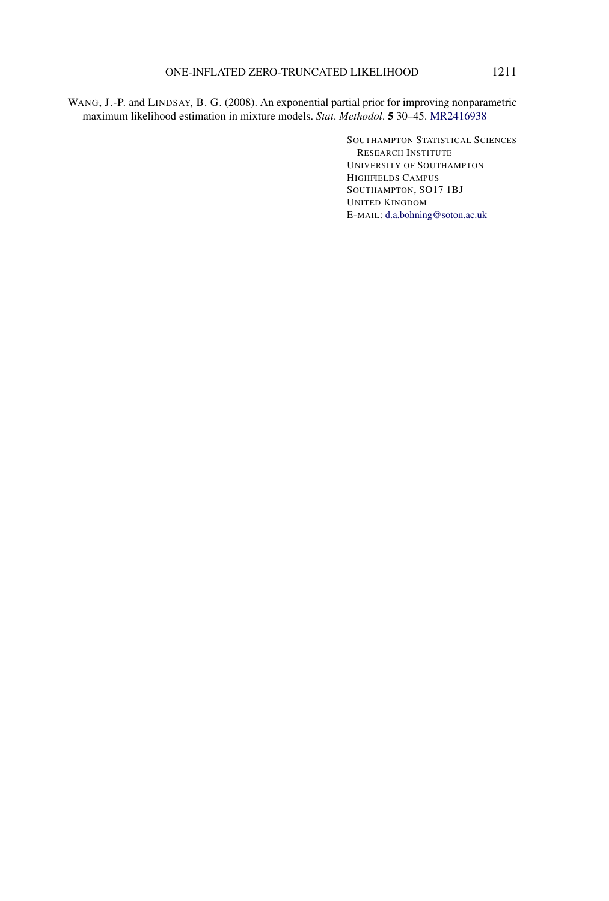WANG, J.-P. and LINDSAY, B. G. (2008). An exponential partial prior for improving nonparametric maximum likelihood estimation in mixture models. *Stat. Methodol*. **5** 30–45. MR2416938

SOUTHAMPTON STATISTICAL SCIENCES
RESEARCH INSTITUTE
UNIVERSITY OF SOUTHAMPTON
HIGHFIELDS CAMPUS
SOUTHAMPTON, SO17 1BJ
UNITED KINGDOM
E-MAIL: d.a.bohning@soton.ac.uk